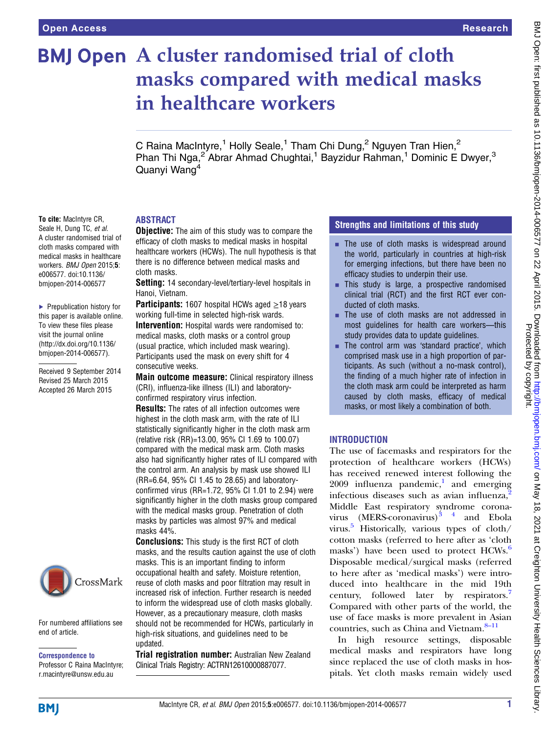# A cluster randomised trial of cloth masks compared with medical masks in healthcare workers

C Raina MacIntyre,[1] Holly Seale,[1] Tham Chi Dung,[2] Nguyen Tran Hien,[2] Phan Thi Nga,[2] Abrar Ahmad Chughtai,[1] Bayzidur Rahman,[1] Dominic E Dwyer,[3] Quanyi Wang[4]

**To cite:** MacIntyre CR, Seale H, Dung TC, *et al*. A cluster randomised trial of cloth masks compared with medical masks in healthcare workers. *BMJ Open* 2015;**5**: e006577. doi:10.1136/bmjopen-2014-006577

▶ Prepublication history for this paper is available online. To view these files please visit the journal online (http://dx.doi.org/10.1136/bmjopen-2014-006577).

Received 9 September 2014
Revised 25 March 2015
Accepted 26 March 2015

For numbered affiliations see end of article.

**Correspondence to**
Professor C Raina MacIntyre; r.macintyre@unsw.edu.au

## ABSTRACT

**Objective:** The aim of this study was to compare the efficacy of cloth masks to medical masks in hospital healthcare workers (HCWs). The null hypothesis is that there is no difference between medical masks and cloth masks.

**Setting:** 14 secondary-level/tertiary-level hospitals in Hanoi, Vietnam.

**Participants:** 1607 hospital HCWs aged ≥18 years working full-time in selected high-risk wards.

**Intervention:** Hospital wards were randomised to: medical masks, cloth masks or a control group (usual practice, which included mask wearing). Participants used the mask on every shift for 4 consecutive weeks.

**Main outcome measure:** Clinical respiratory illness (CRI), influenza-like illness (ILI) and laboratory-confirmed respiratory virus infection.

**Results:** The rates of all infection outcomes were highest in the cloth mask arm, with the rate of ILI statistically significantly higher in the cloth mask arm (relative risk (RR)=13.00, 95% CI 1.69 to 100.07) compared with the medical mask arm. Cloth masks also had significantly higher rates of ILI compared with the control arm. An analysis by mask use showed ILI (RR=6.64, 95% CI 1.45 to 28.65) and laboratory-confirmed virus (RR=1.72, 95% CI 1.01 to 2.94) were significantly higher in the cloth masks group compared with the medical masks group. Penetration of cloth masks by particles was almost 97% and medical masks 44%.

**Conclusions:** This study is the first RCT of cloth masks, and the results caution against the use of cloth masks. This is an important finding to inform occupational health and safety. Moisture retention, reuse of cloth masks and poor filtration may result in increased risk of infection. Further research is needed to inform the widespread use of cloth masks globally. However, as a precautionary measure, cloth masks should not be recommended for HCWs, particularly in high-risk situations, and guidelines need to be updated.

**Trial registration number:** Australian New Zealand Clinical Trials Registry: ACTRN12610000887077.

### Strengths and limitations of this study

- The use of cloth masks is widespread around the world, particularly in countries at high-risk for emerging infections, but there have been no efficacy studies to underpin their use.
- This study is large, a prospective randomised clinical trial (RCT) and the first RCT ever conducted of cloth masks.
- The use of cloth masks are not addressed in most guidelines for health care workers—this study provides data to update guidelines.
- The control arm was 'standard practice', which comprised mask use in a high proportion of participants. As such (without a no-mask control), the finding of a much higher rate of infection in the cloth mask arm could be interpreted as harm caused by cloth masks, efficacy of medical masks, or most likely a combination of both.

## INTRODUCTION

The use of facemasks and respirators for the protection of healthcare workers (HCWs) has received renewed interest following the 2009 influenza pandemic,[1] and emerging infectious diseases such as avian influenza,[2] Middle East respiratory syndrome coronavirus (MERS-coronavirus)[3 4] and Ebola virus.[5] Historically, various types of cloth/cotton masks (referred to here after as 'cloth masks') have been used to protect HCWs.[6] Disposable medical/surgical masks (referred to here after as 'medical masks') were introduced into healthcare in the mid 19th century, followed later by respirators.[7] Compared with other parts of the world, the use of face masks is more prevalent in Asian countries, such as China and Vietnam.[8–11]

In high resource settings, disposable medical masks and respirators have long since replaced the use of cloth masks in hospitals. Yet cloth masks remain widely used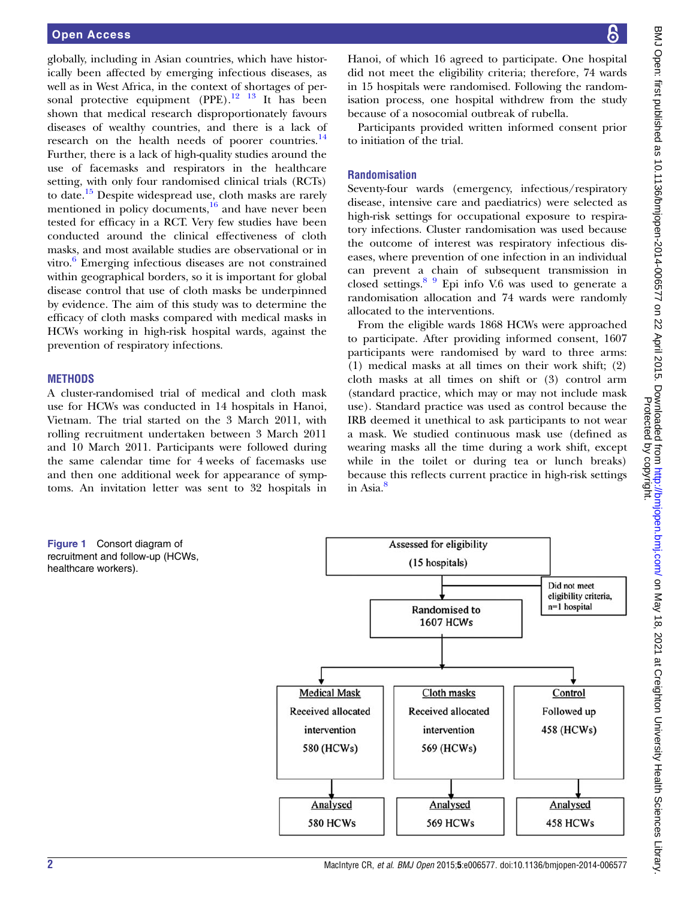globally, including in Asian countries, which have historically been affected by emerging infectious diseases, as well as in West Africa, in the context of shortages of personal protective equipment (PPE).[12 13] It has been shown that medical research disproportionately favours diseases of wealthy countries, and there is a lack of research on the health needs of poorer countries.[14] Further, there is a lack of high-quality studies around the use of facemasks and respirators in the healthcare setting, with only four randomised clinical trials (RCTs) to date.[15] Despite widespread use, cloth masks are rarely mentioned in policy documents,[16] and have never been tested for efficacy in a RCT. Very few studies have been conducted around the clinical effectiveness of cloth masks, and most available studies are observational or in vitro.[6] Emerging infectious diseases are not constrained within geographical borders, so it is important for global disease control that use of cloth masks be underpinned by evidence. The aim of this study was to determine the efficacy of cloth masks compared with medical masks in HCWs working in high-risk hospital wards, against the prevention of respiratory infections.

## METHODS

A cluster-randomised trial of medical and cloth mask use for HCWs was conducted in 14 hospitals in Hanoi, Vietnam. The trial started on the 3 March 2011, with rolling recruitment undertaken between 3 March 2011 and 10 March 2011. Participants were followed during the same calendar time for 4 weeks of facemasks use and then one additional week for appearance of symptoms. An invitation letter was sent to 32 hospitals in Hanoi, of which 16 agreed to participate. One hospital did not meet the eligibility criteria; therefore, 74 wards in 15 hospitals were randomised. Following the randomisation process, one hospital withdrew from the study because of a nosocomial outbreak of rubella.

Participants provided written informed consent prior to initiation of the trial.

### Randomisation

Seventy-four wards (emergency, infectious/respiratory disease, intensive care and paediatrics) were selected as high-risk settings for occupational exposure to respiratory infections. Cluster randomisation was used because the outcome of interest was respiratory infectious diseases, where prevention of one infection in an individual can prevent a chain of subsequent transmission in closed settings.[8 9] Epi info V.6 was used to generate a randomisation allocation and 74 wards were randomly allocated to the interventions.

From the eligible wards 1868 HCWs were approached to participate. After providing informed consent, 1607 participants were randomised by ward to three arms: (1) medical masks at all times on their work shift; (2) cloth masks at all times on shift or (3) control arm (standard practice, which may or may not include mask use). Standard practice was used as control because the IRB deemed it unethical to ask participants to not wear a mask. We studied continuous mask use (defined as wearing masks all the time during a work shift, except while in the toilet or during tea or lunch breaks) because this reflects current practice in high-risk settings in Asia.[8]

Assessed for eligibility (15 hospitals)
→ Did not meet eligibility criteria, n=1 hospital
→ Randomised to 1607 HCWs
- Medical Mask: Received allocated intervention 580 (HCWs) → Analysed 580 HCWs
- Cloth masks: Received allocated intervention 569 (HCWs) → Analysed 569 HCWs
- Control: Followed up 458 (HCWs) → Analysed 458 HCWs

**Figure 1** Consort diagram of recruitment and follow-up (HCWs, healthcare workers).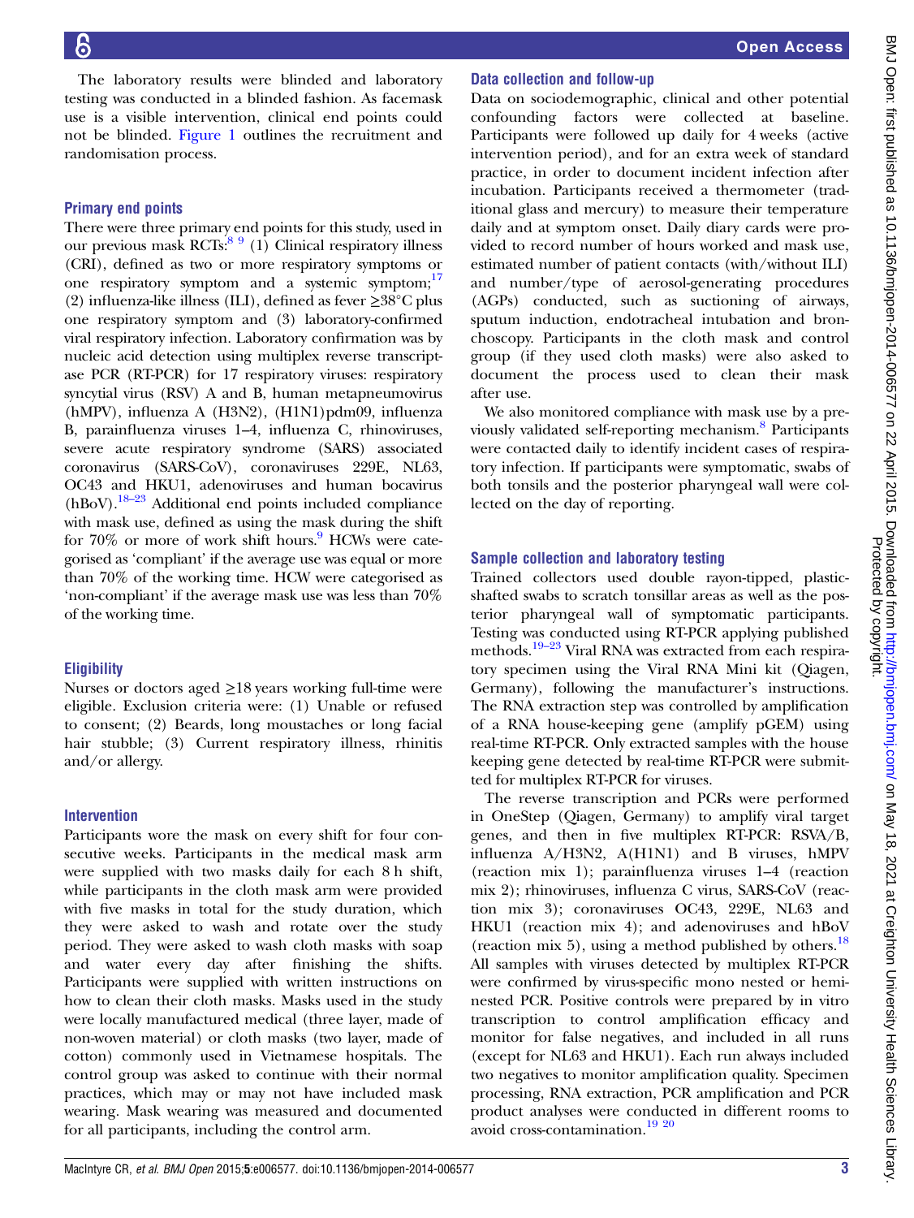The laboratory results were blinded and laboratory testing was conducted in a blinded fashion. As facemask use is a visible intervention, clinical end points could not be blinded. Figure 1 outlines the recruitment and randomisation process.

### Primary end points

There were three primary end points for this study, used in our previous mask RCTs:[8 9] (1) Clinical respiratory illness (CRI), defined as two or more respiratory symptoms or one respiratory symptom and a systemic symptom;[17] (2) influenza-like illness (ILI), defined as fever ≥38°C plus one respiratory symptom and (3) laboratory-confirmed viral respiratory infection. Laboratory confirmation was by nucleic acid detection using multiplex reverse transcriptase PCR (RT-PCR) for 17 respiratory viruses: respiratory syncytial virus (RSV) A and B, human metapneumovirus (hMPV), influenza A (H3N2), (H1N1)pdm09, influenza B, parainfluenza viruses 1–4, influenza C, rhinoviruses, severe acute respiratory syndrome (SARS) associated coronavirus (SARS-CoV), coronaviruses 229E, NL63, OC43 and HKU1, adenoviruses and human bocavirus (hBoV).[18–23] Additional end points included compliance with mask use, defined as using the mask during the shift for 70% or more of work shift hours.[9] HCWs were categorised as 'compliant' if the average use was equal or more than 70% of the working time. HCW were categorised as 'non-compliant' if the average mask use was less than 70% of the working time.

### Eligibility

Nurses or doctors aged ≥18 years working full-time were eligible. Exclusion criteria were: (1) Unable or refused to consent; (2) Beards, long moustaches or long facial hair stubble; (3) Current respiratory illness, rhinitis and/or allergy.

### Intervention

Participants wore the mask on every shift for four consecutive weeks. Participants in the medical mask arm were supplied with two masks daily for each 8 h shift, while participants in the cloth mask arm were provided with five masks in total for the study duration, which they were asked to wash and rotate over the study period. They were asked to wash cloth masks with soap and water every day after finishing the shifts. Participants were supplied with written instructions on how to clean their cloth masks. Masks used in the study were locally manufactured medical (three layer, made of non-woven material) or cloth masks (two layer, made of cotton) commonly used in Vietnamese hospitals. The control group was asked to continue with their normal practices, which may or may not have included mask wearing. Mask wearing was measured and documented for all participants, including the control arm.

### Data collection and follow-up

Data on sociodemographic, clinical and other potential confounding factors were collected at baseline. Participants were followed up daily for 4 weeks (active intervention period), and for an extra week of standard practice, in order to document incident infection after incubation. Participants received a thermometer (traditional glass and mercury) to measure their temperature daily and at symptom onset. Daily diary cards were provided to record number of hours worked and mask use, estimated number of patient contacts (with/without ILI) and number/type of aerosol-generating procedures (AGPs) conducted, such as suctioning of airways, sputum induction, endotracheal intubation and bronchoscopy. Participants in the cloth mask and control group (if they used cloth masks) were also asked to document the process used to clean their mask after use.

We also monitored compliance with mask use by a previously validated self-reporting mechanism.[8] Participants were contacted daily to identify incident cases of respiratory infection. If participants were symptomatic, swabs of both tonsils and the posterior pharyngeal wall were collected on the day of reporting.

### Sample collection and laboratory testing

Trained collectors used double rayon-tipped, plastic-shafted swabs to scratch tonsillar areas as well as the posterior pharyngeal wall of symptomatic participants. Testing was conducted using RT-PCR applying published methods.[19–23] Viral RNA was extracted from each respiratory specimen using the Viral RNA Mini kit (Qiagen, Germany), following the manufacturer's instructions. The RNA extraction step was controlled by amplification of a RNA house-keeping gene (amplify pGEM) using real-time RT-PCR. Only extracted samples with the house keeping gene detected by real-time RT-PCR were submitted for multiplex RT-PCR for viruses.

The reverse transcription and PCRs were performed in OneStep (Qiagen, Germany) to amplify viral target genes, and then in five multiplex RT-PCR: RSVA/B, influenza A/H3N2, A(H1N1) and B viruses, hMPV (reaction mix 1); parainfluenza viruses 1–4 (reaction mix 2); rhinoviruses, influenza C virus, SARS-CoV (reaction mix 3); coronaviruses OC43, 229E, NL63 and HKU1 (reaction mix 4); and adenoviruses and hBoV (reaction mix 5), using a method published by others.[18] All samples with viruses detected by multiplex RT-PCR were confirmed by virus-specific mono nested or hemi-nested PCR. Positive controls were prepared by in vitro transcription to control amplification efficacy and monitor for false negatives, and included in all runs (except for NL63 and HKU1). Each run always included two negatives to monitor amplification quality. Specimen processing, RNA extraction, PCR amplification and PCR product analyses were conducted in different rooms to avoid cross-contamination.[19 20]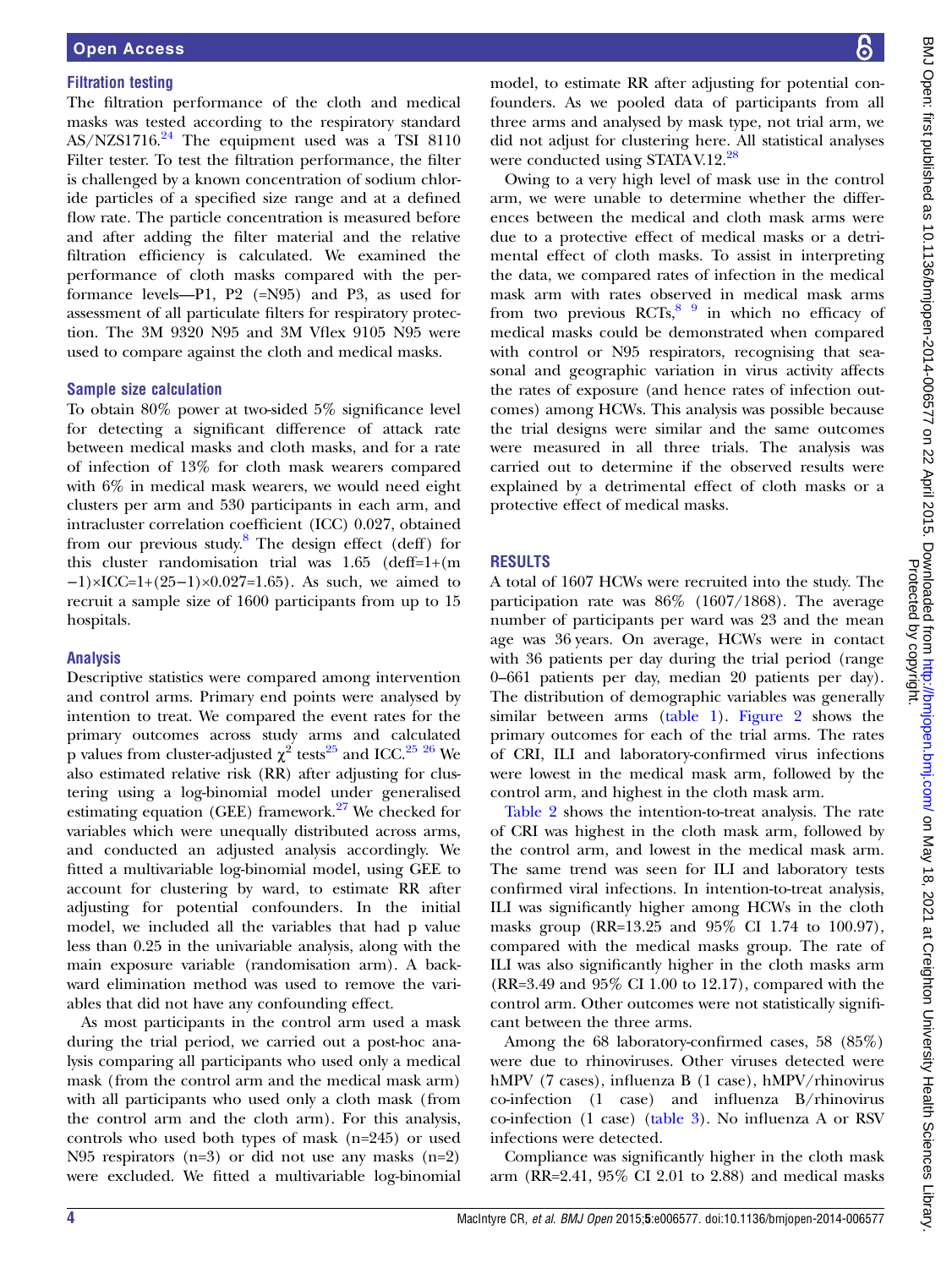### Filtration testing

The filtration performance of the cloth and medical masks was tested according to the respiratory standard AS/NZS1716.[24] The equipment used was a TSI 8110 Filter tester. To test the filtration performance, the filter is challenged by a known concentration of sodium chloride particles of a specified size range and at a defined flow rate. The particle concentration is measured before and after adding the filter material and the relative filtration efficiency is calculated. We examined the performance of cloth masks compared with the performance levels—P1, P2 (=N95) and P3, as used for assessment of all particulate filters for respiratory protection. The 3M 9320 N95 and 3M Vflex 9105 N95 were used to compare against the cloth and medical masks.

### Sample size calculation

To obtain 80% power at two-sided 5% significance level for detecting a significant difference of attack rate between medical masks and cloth masks, and for a rate of infection of 13% for cloth mask wearers compared with 6% in medical mask wearers, we would need eight clusters per arm and 530 participants in each arm, and intracluster correlation coefficient (ICC) 0.027, obtained from our previous study.[8] The design effect (deff) for this cluster randomisation trial was 1.65 (deff=1+(m −1)×ICC=1+(25−1)×0.027=1.65). As such, we aimed to recruit a sample size of 1600 participants from up to 15 hospitals.

### Analysis

Descriptive statistics were compared among intervention and control arms. Primary end points were analysed by intention to treat. We compared the event rates for the primary outcomes across study arms and calculated p values from cluster-adjusted $\chi^2$ tests[25] and ICC.[25,26] We also estimated relative risk (RR) after adjusting for clustering using a log-binomial model under generalised estimating equation (GEE) framework.[27] We checked for variables which were unequally distributed across arms, and conducted an adjusted analysis accordingly. We fitted a multivariable log-binomial model, using GEE to account for clustering by ward, to estimate RR after adjusting for potential confounders. In the initial model, we included all the variables that had p value less than 0.25 in the univariable analysis, along with the main exposure variable (randomisation arm). A backward elimination method was used to remove the variables that did not have any confounding effect.

As most participants in the control arm used a mask during the trial period, we carried out a post-hoc analysis comparing all participants who used only a medical mask (from the control arm and the medical mask arm) with all participants who used only a cloth mask (from the control arm and the cloth arm). For this analysis, controls who used both types of mask (n=245) or used N95 respirators (n=3) or did not use any masks (n=2) were excluded. We fitted a multivariable log-binomial model, to estimate RR after adjusting for potential confounders. As we pooled data of participants from all three arms and analysed by mask type, not trial arm, we did not adjust for clustering here. All statistical analyses were conducted using STATA V.12.[28]

Owing to a very high level of mask use in the control arm, we were unable to determine whether the differences between the medical and cloth mask arms were due to a protective effect of medical masks or a detrimental effect of cloth masks. To assist in interpreting the data, we compared rates of infection in the medical mask arm with rates observed in medical mask arms from two previous RCTs,[8,9] in which no efficacy of medical masks could be demonstrated when compared with control or N95 respirators, recognising that seasonal and geographic variation in virus activity affects the rates of exposure (and hence rates of infection outcomes) among HCWs. This analysis was possible because the trial designs were similar and the same outcomes were measured in all three trials. The analysis was carried out to determine if the observed results were explained by a detrimental effect of cloth masks or a protective effect of medical masks.

## RESULTS

A total of 1607 HCWs were recruited into the study. The participation rate was 86% (1607/1868). The average number of participants per ward was 23 and the mean age was 36 years. On average, HCWs were in contact with 36 patients per day during the trial period (range 0–661 patients per day, median 20 patients per day). The distribution of demographic variables was generally similar between arms (table 1). Figure 2 shows the primary outcomes for each of the trial arms. The rates of CRI, ILI and laboratory-confirmed virus infections were lowest in the medical mask arm, followed by the control arm, and highest in the cloth mask arm.

Table 2 shows the intention-to-treat analysis. The rate of CRI was highest in the cloth mask arm, followed by the control arm, and lowest in the medical mask arm. The same trend was seen for ILI and laboratory tests confirmed viral infections. In intention-to-treat analysis, ILI was significantly higher among HCWs in the cloth masks group (RR=13.25 and 95% CI 1.74 to 100.97), compared with the medical masks group. The rate of ILI was also significantly higher in the cloth masks arm (RR=3.49 and 95% CI 1.00 to 12.17), compared with the control arm. Other outcomes were not statistically significant between the three arms.

Among the 68 laboratory-confirmed cases, 58 (85%) were due to rhinoviruses. Other viruses detected were hMPV (7 cases), influenza B (1 case), hMPV/rhinovirus co-infection (1 case) and influenza B/rhinovirus co-infection (1 case) (table 3). No influenza A or RSV infections were detected.

Compliance was significantly higher in the cloth mask arm (RR=2.41, 95% CI 2.01 to 2.88) and medical masks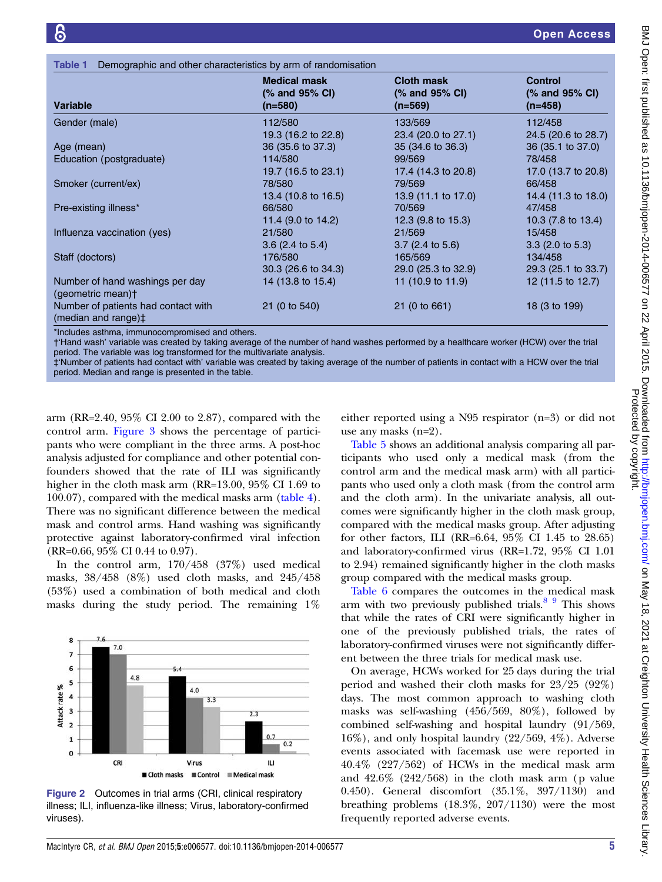**Table 1** Demographic and other characteristics by arm of randomisation

| Variable | Medical mask (% and 95% CI) (n=580) | Cloth mask (% and 95% CI) (n=569) | Control (% and 95% CI) (n=458) |
|---|---|---|---|
| Gender (male) | 112/580<br>19.3 (16.2 to 22.8) | 133/569<br>23.4 (20.0 to 27.1) | 112/458<br>24.5 (20.6 to 28.7) |
| Age (mean) | 36 (35.6 to 37.3) | 35 (34.6 to 36.3) | 36 (35.1 to 37.0) |
| Education (postgraduate) | 114/580<br>19.7 (16.5 to 23.1) | 99/569<br>17.4 (14.3 to 20.8) | 78/458<br>17.0 (13.7 to 20.8) |
| Smoker (current/ex) | 78/580<br>13.4 (10.8 to 16.5) | 79/569<br>13.9 (11.1 to 17.0) | 66/458<br>14.4 (11.3 to 18.0) |
| Pre-existing illness* | 66/580<br>11.4 (9.0 to 14.2) | 70/569<br>12.3 (9.8 to 15.3) | 47/458<br>10.3 (7.8 to 13.4) |
| Influenza vaccination (yes) | 21/580<br>3.6 (2.4 to 5.4) | 21/569<br>3.7 (2.4 to 5.6) | 15/458<br>3.3 (2.0 to 5.3) |
| Staff (doctors) | 176/580<br>30.3 (26.6 to 34.3) | 165/569<br>29.0 (25.3 to 32.9) | 134/458<br>29.3 (25.1 to 33.7) |
| Number of hand washings per day (geometric mean)† | 14 (13.8 to 15.4) | 11 (10.9 to 11.9) | 12 (11.5 to 12.7) |
| Number of patients had contact with (median and range)‡ | 21 (0 to 540) | 21 (0 to 661) | 18 (3 to 199) |

*Includes asthma, immunocompromised and others.
†'Hand wash' variable was created by taking average of the number of hand washes performed by a healthcare worker (HCW) over the trial period. The variable was log transformed for the multivariate analysis.
‡'Number of patients had contact with' variable was created by taking average of the number of patients in contact with a HCW over the trial period. Median and range is presented in the table.

arm (RR=2.40, 95% CI 2.00 to 2.87), compared with the control arm. Figure 3 shows the percentage of participants who were compliant in the three arms. A post-hoc analysis adjusted for compliance and other potential confounders showed that the rate of ILI was significantly higher in the cloth mask arm (RR=13.00, 95% CI 1.69 to 100.07), compared with the medical masks arm (table 4). There was no significant difference between the medical mask and control arms. Hand washing was significantly protective against laboratory-confirmed viral infection (RR=0.66, 95% CI 0.44 to 0.97).

In the control arm, 170/458 (37%) used medical masks, 38/458 (8%) used cloth masks, and 245/458 (53%) used a combination of both medical and cloth masks during the study period. The remaining 1% either reported using a N95 respirator (n=3) or did not use any masks (n=2).

Figure 2 Outcomes in trial arms (CRI, clinical respiratory illness; ILI, influenza-like illness; Virus, laboratory-confirmed viruses).

Table 5 shows an additional analysis comparing all participants who used only a medical mask (from the control arm and the medical mask arm) with all participants who used only a cloth mask (from the control arm and the cloth arm). In the univariate analysis, all outcomes were significantly higher in the cloth mask group, compared with the medical masks group. After adjusting for other factors, ILI (RR=6.64, 95% CI 1.45 to 28.65) and laboratory-confirmed virus (RR=1.72, 95% CI 1.01 to 2.94) remained significantly higher in the cloth masks group compared with the medical masks group.

Table 6 compares the outcomes in the medical mask arm with two previously published trials.[8,9] This shows that while the rates of CRI were significantly higher in one of the previously published trials, the rates of laboratory-confirmed viruses were not significantly different between the three trials for medical mask use.

On average, HCWs worked for 25 days during the trial period and washed their cloth masks for 23/25 (92%) days. The most common approach to washing cloth masks was self-washing (456/569, 80%), followed by combined self-washing and hospital laundry (91/569, 16%), and only hospital laundry (22/569, 4%). Adverse events associated with facemask use were reported in 40.4% (227/562) of HCWs in the medical mask arm and 42.6% (242/568) in the cloth mask arm (p value 0.450). General discomfort (35.1%, 397/1130) and breathing problems (18.3%, 207/1130) were the most frequently reported adverse events.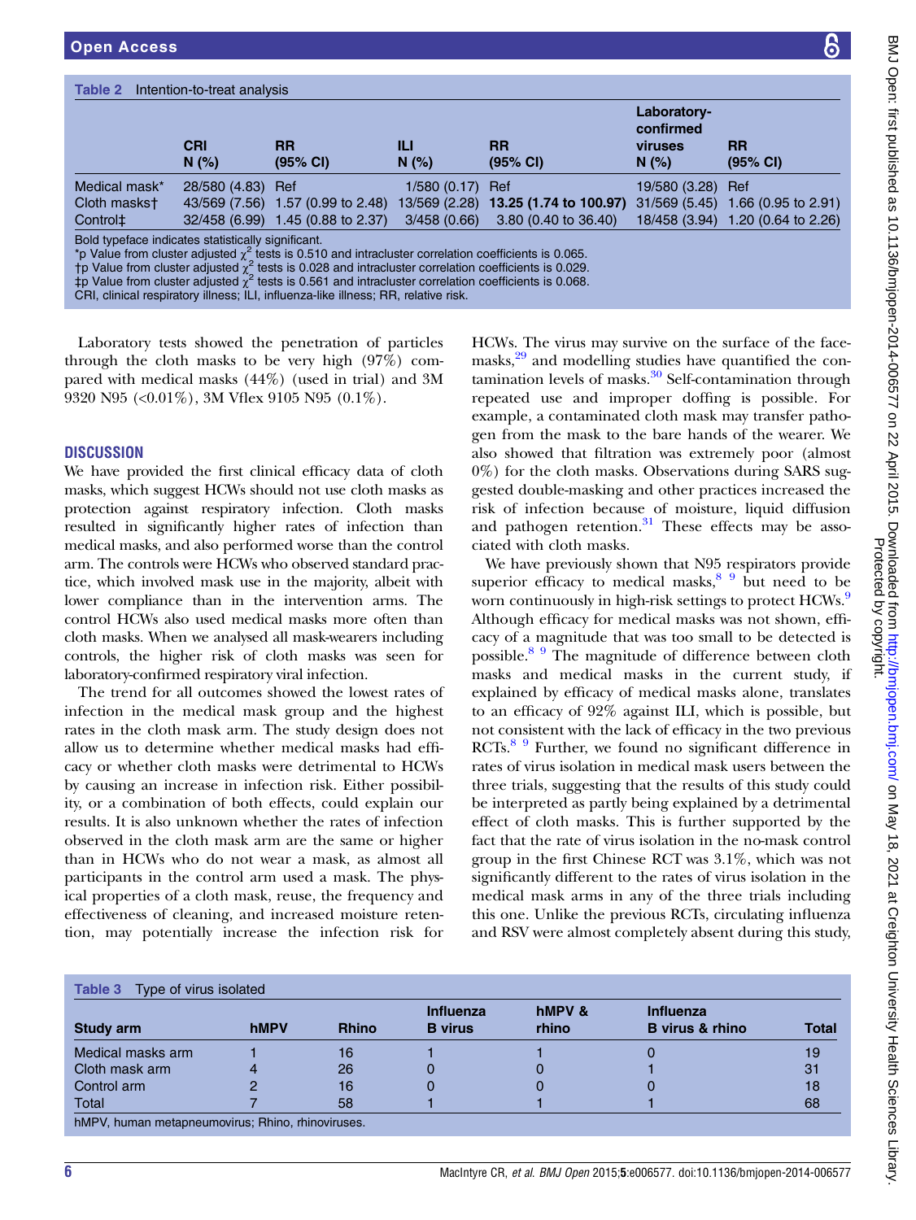**Table 2** Intention-to-treat analysis

| | CRI N (%) | RR (95% CI) | ILI N (%) | RR (95% CI) | Laboratory-confirmed viruses N (%) | RR (95% CI) |
|---|---|---|---|---|---|---|
| Medical mask* | 28/580 (4.83) | Ref | 1/580 (0.17) | Ref | 19/580 (3.28) | Ref |
| Cloth masks† | 43/569 (7.56) | 1.57 (0.99 to 2.48) | 13/569 (2.28) | **13.25 (1.74 to 100.97)** | 31/569 (5.45) | 1.66 (0.95 to 2.91) |
| Control‡ | 32/458 (6.99) | 1.45 (0.88 to 2.37) | 3/458 (0.66) | 3.80 (0.40 to 36.40) | 18/458 (3.94) | 1.20 (0.64 to 2.26) |

Bold typeface indicates statistically significant.
*p Value from cluster adjusted $\chi^2$ tests is 0.510 and intracluster correlation coefficients is 0.065.
†p Value from cluster adjusted $\chi^2$ tests is 0.028 and intracluster correlation coefficients is 0.029.
‡p Value from cluster adjusted $\chi^2$ tests is 0.561 and intracluster correlation coefficients is 0.068.
CRI, clinical respiratory illness; ILI, influenza-like illness; RR, relative risk.

Laboratory tests showed the penetration of particles through the cloth masks to be very high (97%) compared with medical masks (44%) (used in trial) and 3M 9320 N95 (<0.01%), 3M Vflex 9105 N95 (0.1%).

## DISCUSSION

We have provided the first clinical efficacy data of cloth masks, which suggest HCWs should not use cloth masks as protection against respiratory infection. Cloth masks resulted in significantly higher rates of infection than medical masks, and also performed worse than the control arm. The controls were HCWs who observed standard practice, which involved mask use in the majority, albeit with lower compliance than in the intervention arms. The control HCWs also used medical masks more often than cloth masks. When we analysed all mask-wearers including controls, the higher risk of cloth masks was seen for laboratory-confirmed respiratory viral infection.

The trend for all outcomes showed the lowest rates of infection in the medical mask group and the highest rates in the cloth mask arm. The study design does not allow us to determine whether medical masks had efficacy or whether cloth masks were detrimental to HCWs by causing an increase in infection risk. Either possibility, or a combination of both effects, could explain our results. It is also unknown whether the rates of infection observed in the cloth mask arm are the same or higher than in HCWs who do not wear a mask, as almost all participants in the control arm used a mask. The physical properties of a cloth mask, reuse, the frequency and effectiveness of cleaning, and increased moisture retention, may potentially increase the infection risk for HCWs. The virus may survive on the surface of the facemasks,[29] and modelling studies have quantified the contamination levels of masks.[30] Self-contamination through repeated use and improper doffing is possible. For example, a contaminated cloth mask may transfer pathogen from the mask to the bare hands of the wearer. We also showed that filtration was extremely poor (almost 0%) for the cloth masks. Observations during SARS suggested double-masking and other practices increased the risk of infection because of moisture, liquid diffusion and pathogen retention.[31] These effects may be associated with cloth masks.

We have previously shown that N95 respirators provide superior efficacy to medical masks,[8 9] but need to be worn continuously in high-risk settings to protect HCWs.[9] Although efficacy for medical masks was not shown, efficacy of a magnitude that was too small to be detected is possible.[8 9] The magnitude of difference between cloth masks and medical masks in the current study, if explained by efficacy of medical masks alone, translates to an efficacy of 92% against ILI, which is possible, but not consistent with the lack of efficacy in the two previous RCTs.[8 9] Further, we found no significant difference in rates of virus isolation in medical mask users between the three trials, suggesting that the results of this study could be interpreted as partly being explained by a detrimental effect of cloth masks. This is further supported by the fact that the rate of virus isolation in the no-mask control group in the first Chinese RCT was 3.1%, which was not significantly different to the rates of virus isolation in the medical mask arms in any of the three trials including this one. Unlike the previous RCTs, circulating influenza and RSV were almost completely absent during this study,

**Table 3** Type of virus isolated

| Study arm | hMPV | Rhino | Influenza B virus | hMPV & rhino | Influenza B virus & rhino | Total |
|---|---|---|---|---|---|---|
| Medical masks arm | 1 | 16 | 1 | 1 | 0 | 19 |
| Cloth mask arm | 4 | 26 | 0 | 0 | 1 | 31 |
| Control arm | 2 | 16 | 0 | 0 | 0 | 18 |
| Total | 7 | 58 | 1 | 1 | 1 | 68 |

hMPV, human metapneumovirus; Rhino, rhinoviruses.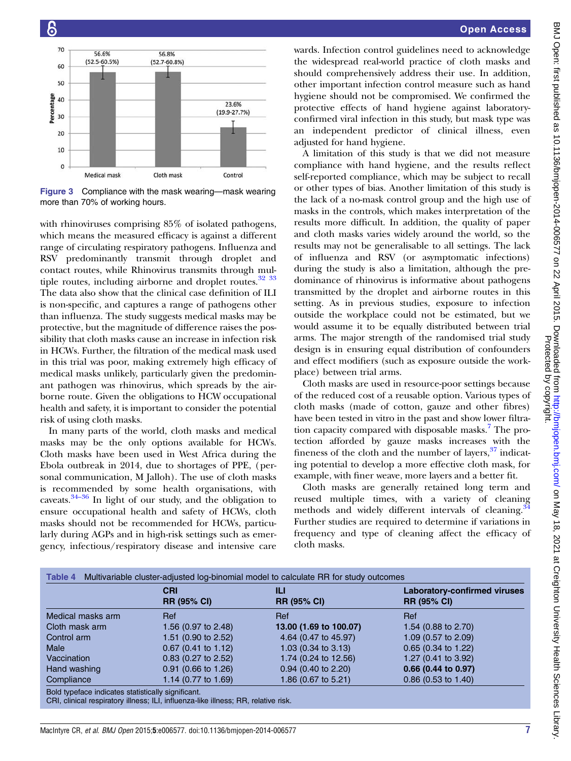Figure 3 Compliance with the mask wearing—mask wearing more than 70% of working hours.

with rhinoviruses comprising 85% of isolated pathogens, which means the measured efficacy is against a different range of circulating respiratory pathogens. Influenza and RSV predominantly transmit through droplet and contact routes, while Rhinovirus transmits through multiple routes, including airborne and droplet routes.[32 33] The data also show that the clinical case definition of ILI is non-specific, and captures a range of pathogens other than influenza. The study suggests medical masks may be protective, but the magnitude of difference raises the possibility that cloth masks cause an increase in infection risk in HCWs. Further, the filtration of the medical mask used in this trial was poor, making extremely high efficacy of medical masks unlikely, particularly given the predominant pathogen was rhinovirus, which spreads by the airborne route. Given the obligations to HCW occupational health and safety, it is important to consider the potential risk of using cloth masks.

In many parts of the world, cloth masks and medical masks may be the only options available for HCWs. Cloth masks have been used in West Africa during the Ebola outbreak in 2014, due to shortages of PPE, (personal communication, M Jalloh). The use of cloth masks is recommended by some health organisations, with caveats.[34–36] In light of our study, and the obligation to ensure occupational health and safety of HCWs, cloth masks should not be recommended for HCWs, particularly during AGPs and in high-risk settings such as emergency, infectious/respiratory disease and intensive care wards. Infection control guidelines need to acknowledge the widespread real-world practice of cloth masks and should comprehensively address their use. In addition, other important infection control measure such as hand hygiene should not be compromised. We confirmed the protective effects of hand hygiene against laboratory-confirmed viral infection in this study, but mask type was an independent predictor of clinical illness, even adjusted for hand hygiene.

A limitation of this study is that we did not measure compliance with hand hygiene, and the results reflect self-reported compliance, which may be subject to recall or other types of bias. Another limitation of this study is the lack of a no-mask control group and the high use of masks in the controls, which makes interpretation of the results more difficult. In addition, the quality of paper and cloth masks varies widely around the world, so the results may not be generalisable to all settings. The lack of influenza and RSV (or asymptomatic infections) during the study is also a limitation, although the predominance of rhinovirus is informative about pathogens transmitted by the droplet and airborne routes in this setting. As in previous studies, exposure to infection outside the workplace could not be estimated, but we would assume it to be equally distributed between trial arms. The major strength of the randomised trial study design is in ensuring equal distribution of confounders and effect modifiers (such as exposure outside the workplace) between trial arms.

Cloth masks are used in resource-poor settings because of the reduced cost of a reusable option. Various types of cloth masks (made of cotton, gauze and other fibres) have been tested in vitro in the past and show lower filtration capacity compared with disposable masks.[7] The protection afforded by gauze masks increases with the fineness of the cloth and the number of layers,[37] indicating potential to develop a more effective cloth mask, for example, with finer weave, more layers and a better fit.

Cloth masks are generally retained long term and reused multiple times, with a variety of cleaning methods and widely different intervals of cleaning.[34] Further studies are required to determine if variations in frequency and type of cleaning affect the efficacy of cloth masks.

Table 4 Multivariable cluster-adjusted log-binomial model to calculate RR for study outcomes

| | CRI RR (95% CI) | ILI RR (95% CI) | Laboratory-confirmed viruses RR (95% CI) |
|---|---|---|---|
| Medical masks arm | Ref | Ref | Ref |
| Cloth mask arm | 1.56 (0.97 to 2.48) | **13.00 (1.69 to 100.07)** | 1.54 (0.88 to 2.70) |
| Control arm | 1.51 (0.90 to 2.52) | 4.64 (0.47 to 45.97) | 1.09 (0.57 to 2.09) |
| Male | 0.67 (0.41 to 1.12) | 1.03 (0.34 to 3.13) | 0.65 (0.34 to 1.22) |
| Vaccination | 0.83 (0.27 to 2.52) | 1.74 (0.24 to 12.56) | 1.27 (0.41 to 3.92) |
| Hand washing | 0.91 (0.66 to 1.26) | 0.94 (0.40 to 2.20) | **0.66 (0.44 to 0.97)** |
| Compliance | 1.14 (0.77 to 1.69) | 1.86 (0.67 to 5.21) | 0.86 (0.53 to 1.40) |

Bold typeface indicates statistically significant.
CRI, clinical respiratory illness; ILI, influenza-like illness; RR, relative risk.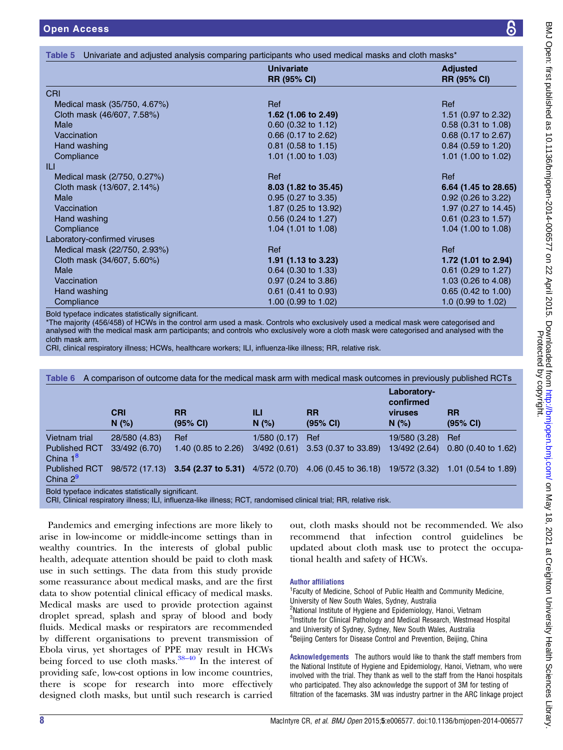**Table 5** Univariate and adjusted analysis comparing participants who used medical masks and cloth masks*

| | Univariate RR (95% CI) | Adjusted RR (95% CI) |
|---|---|---|
| CRI | | |
| Medical mask (35/750, 4.67%) | Ref | Ref |
| Cloth mask (46/607, 7.58%) | **1.62 (1.06 to 2.49)** | 1.51 (0.97 to 2.32) |
| Male | 0.60 (0.32 to 1.12) | 0.58 (0.31 to 1.08) |
| Vaccination | 0.66 (0.17 to 2.62) | 0.68 (0.17 to 2.67) |
| Hand washing | 0.81 (0.58 to 1.15) | 0.84 (0.59 to 1.20) |
| Compliance | 1.01 (1.00 to 1.03) | 1.01 (1.00 to 1.02) |
| ILI | | |
| Medical mask (2/750, 0.27%) | Ref | Ref |
| Cloth mask (13/607, 2.14%) | **8.03 (1.82 to 35.45)** | **6.64 (1.45 to 28.65)** |
| Male | 0.95 (0.27 to 3.35) | 0.92 (0.26 to 3.22) |
| Vaccination | 1.87 (0.25 to 13.92) | 1.97 (0.27 to 14.45) |
| Hand washing | 0.56 (0.24 to 1.27) | 0.61 (0.23 to 1.57) |
| Compliance | 1.04 (1.01 to 1.08) | 1.04 (1.00 to 1.08) |
| Laboratory-confirmed viruses | | |
| Medical mask (22/750, 2.93%) | Ref | Ref |
| Cloth mask (34/607, 5.60%) | **1.91 (1.13 to 3.23)** | **1.72 (1.01 to 2.94)** |
| Male | 0.64 (0.30 to 1.33) | 0.61 (0.29 to 1.27) |
| Vaccination | 0.97 (0.24 to 3.86) | 1.03 (0.26 to 4.08) |
| Hand washing | 0.61 (0.41 to 0.93) | 0.65 (0.42 to 1.00) |
| Compliance | 1.00 (0.99 to 1.02) | 1.0 (0.99 to 1.02) |

Bold typeface indicates statistically significant.
*The majority (456/458) of HCWs in the control arm used a mask. Controls who exclusively used a medical mask were categorised and analysed with the medical mask arm participants; and controls who exclusively wore a cloth mask were categorised and analysed with the cloth mask arm.
CRI, clinical respiratory illness; HCWs, healthcare workers; ILI, influenza-like illness; RR, relative risk.

**Table 6** A comparison of outcome data for the medical mask arm with medical mask outcomes in previously published RCTs

| | CRI N (%) | RR (95% CI) | ILI N (%) | RR (95% CI) | Laboratory-confirmed viruses N (%) | RR (95% CI) |
|---|---|---|---|---|---|---|
| Vietnam trial | 28/580 (4.83) | Ref | 1/580 (0.17) | Ref | 19/580 (3.28) | Ref |
| Published RCT China 1[8] | 33/492 (6.70) | 1.40 (0.85 to 2.26) | 3/492 (0.61) | 3.53 (0.37 to 33.89) | 13/492 (2.64) | 0.80 (0.40 to 1.62) |
| Published RCT China 2[9] | 98/572 (17.13) | **3.54 (2.37 to 5.31)** | 4/572 (0.70) | 4.06 (0.45 to 36.18) | 19/572 (3.32) | 1.01 (0.54 to 1.89) |

Bold typeface indicates statistically significant.
CRI, Clinical respiratory illness; ILI, influenza-like illness; RCT, randomised clinical trial; RR, relative risk.

Pandemics and emerging infections are more likely to arise in low-income or middle-income settings than in wealthy countries. In the interests of global public health, adequate attention should be paid to cloth mask use in such settings. The data from this study provide some reassurance about medical masks, and are the first data to show potential clinical efficacy of medical masks. Medical masks are used to provide protection against droplet spread, splash and spray of blood and body fluids. Medical masks or respirators are recommended by different organisations to prevent transmission of Ebola virus, yet shortages of PPE may result in HCWs being forced to use cloth masks.[38–40] In the interest of providing safe, low-cost options in low income countries, there is scope for research into more effectively designed cloth masks, but until such research is carried out, cloth masks should not be recommended. We also recommend that infection control guidelines be updated about cloth mask use to protect the occupational health and safety of HCWs.

**Author affiliations**
[1]Faculty of Medicine, School of Public Health and Community Medicine, University of New South Wales, Sydney, Australia
[2]National Institute of Hygiene and Epidemiology, Hanoi, Vietnam
[3]Institute for Clinical Pathology and Medical Research, Westmead Hospital and University of Sydney, Sydney, New South Wales, Australia
[4]Beijing Centers for Disease Control and Prevention, Beijing, China

**Acknowledgements** The authors would like to thank the staff members from the National Institute of Hygiene and Epidemiology, Hanoi, Vietnam, who were involved with the trial. They thank as well to the staff from the Hanoi hospitals who participated. They also acknowledge the support of 3M for testing of filtration of the facemasks. 3M was industry partner in the ARC linkage project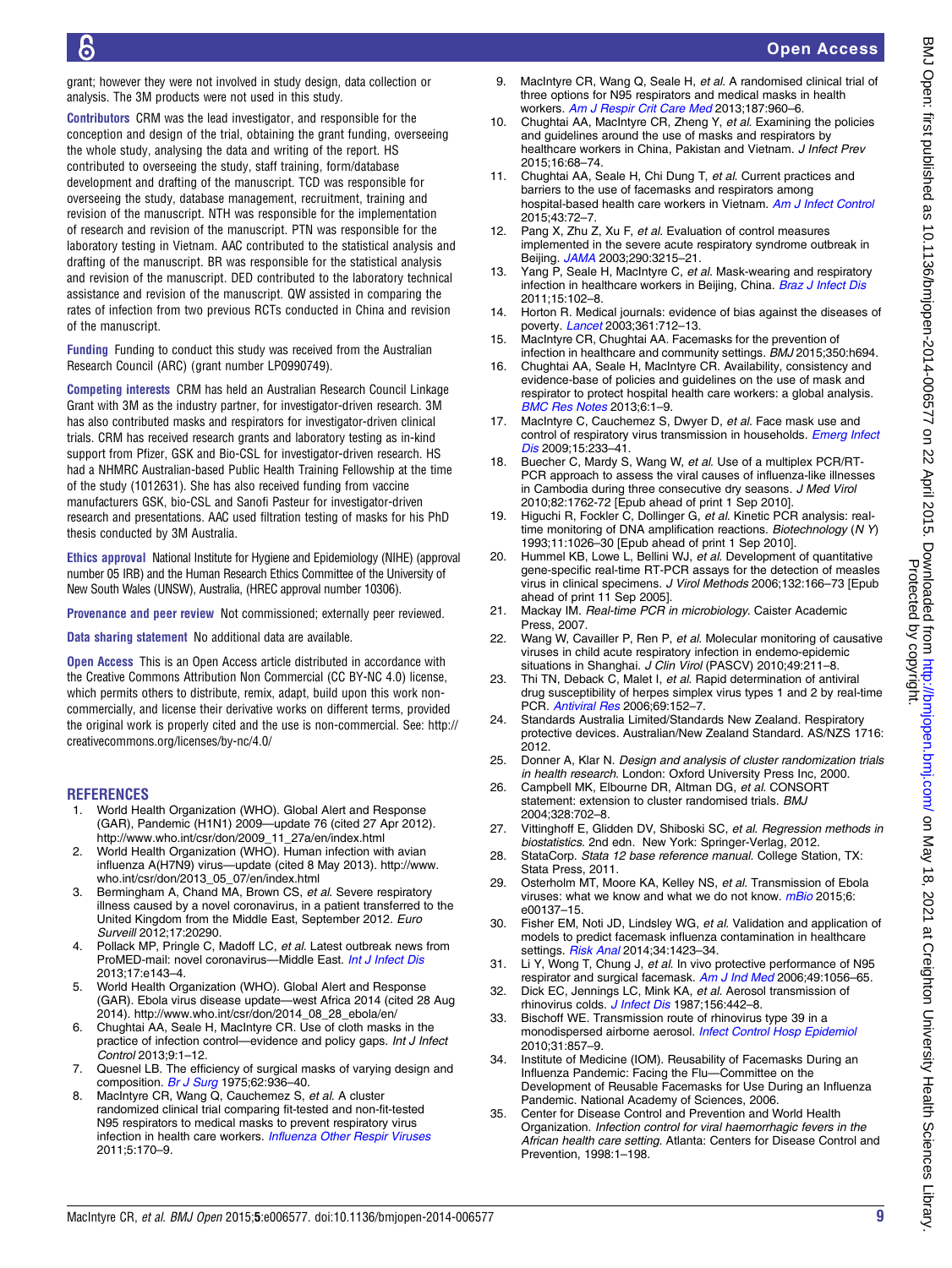grant; however they were not involved in study design, data collection or analysis. The 3M products were not used in this study.

**Contributors** CRM was the lead investigator, and responsible for the conception and design of the trial, obtaining the grant funding, overseeing the whole study, analysing the data and writing of the report. HS contributed to overseeing the study, staff training, form/database development and drafting of the manuscript. TCD was responsible for overseeing the study, database management, recruitment, training and revision of the manuscript. NTH was responsible for the implementation of research and revision of the manuscript. PTN was responsible for the laboratory testing in Vietnam. AAC contributed to the statistical analysis and drafting of the manuscript. BR was responsible for the statistical analysis and revision of the manuscript. DED contributed to the laboratory technical assistance and revision of the manuscript. QW assisted in comparing the rates of infection from two previous RCTs conducted in China and revision of the manuscript.

**Funding** Funding to conduct this study was received from the Australian Research Council (ARC) (grant number LP0990749).

**Competing interests** CRM has held an Australian Research Council Linkage Grant with 3M as the industry partner, for investigator-driven research. 3M has also contributed masks and respirators for investigator-driven clinical trials. CRM has received research grants and laboratory testing as in-kind support from Pfizer, GSK and Bio-CSL for investigator-driven research. HS had a NHMRC Australian-based Public Health Training Fellowship at the time of the study (1012631). She has also received funding from vaccine manufacturers GSK, bio-CSL and Sanofi Pasteur for investigator-driven research and presentations. AAC used filtration testing of masks for his PhD thesis conducted by 3M Australia.

**Ethics approval** National Institute for Hygiene and Epidemiology (NIHE) (approval number 05 IRB) and the Human Research Ethics Committee of the University of New South Wales (UNSW), Australia, (HREC approval number 10306).

**Provenance and peer review** Not commissioned; externally peer reviewed.

**Data sharing statement** No additional data are available.

**Open Access** This is an Open Access article distributed in accordance with the Creative Commons Attribution Non Commercial (CC BY-NC 4.0) license, which permits others to distribute, remix, adapt, build upon this work non-commercially, and license their derivative works on different terms, provided the original work is properly cited and the use is non-commercial. See: http://creativecommons.org/licenses/by-nc/4.0/

## REFERENCES

1. World Health Organization (WHO). Global Alert and Response (GAR), Pandemic (H1N1) 2009—update 76 (cited 27 Apr 2012). http://www.who.int/csr/don/2009_11_27a/en/index.html
2. World Health Organization (WHO). Human infection with avian influenza A(H7N9) virus—update (cited 8 May 2013). http://www.who.int/csr/don/2013_05_07/en/index.html
3. Bermingham A, Chand MA, Brown CS, *et al*. Severe respiratory illness caused by a novel coronavirus, in a patient transferred to the United Kingdom from the Middle East, September 2012. *Euro Surveill* 2012;17:20290.
4. Pollack MP, Pringle C, Madoff LC, *et al*. Latest outbreak news from ProMED-mail: novel coronavirus—Middle East. *Int J Infect Dis* 2013;17:e143–4.
5. World Health Organization (WHO). Global Alert and Response (GAR). Ebola virus disease update—west Africa 2014 (cited 28 Aug 2014). http://www.who.int/csr/don/2014_08_28_ebola/en/
6. Chughtai AA, Seale H, MacIntyre CR. Use of cloth masks in the practice of infection control—evidence and policy gaps. *Int J Infect Control* 2013;9:1–12.
7. Quesnel LB. The efficiency of surgical masks of varying design and composition. *Br J Surg* 1975;62:936–40.
8. MacIntyre CR, Wang Q, Cauchemez S, *et al*. A cluster randomized clinical trial comparing fit-tested and non-fit-tested N95 respirators to medical masks to prevent respiratory virus infection in health care workers. *Influenza Other Respir Viruses* 2011;5:170–9.
9. MacIntyre CR, Wang Q, Seale H, *et al*. A randomised clinical trial of three options for N95 respirators and medical masks in health workers. *Am J Respir Crit Care Med* 2013;187:960–6.
10. Chughtai AA, MacIntyre CR, Zheng Y, *et al*. Examining the policies and guidelines around the use of masks and respirators by healthcare workers in China, Pakistan and Vietnam. *J Infect Prev* 2015;16:68–74.
11. Chughtai AA, Seale H, Chi Dung T, *et al*. Current practices and barriers to the use of facemasks and respirators among hospital-based health care workers in Vietnam. *Am J Infect Control* 2015;43:72–7.
12. Pang X, Zhu Z, Xu F, *et al*. Evaluation of control measures implemented in the severe acute respiratory syndrome outbreak in Beijing. *JAMA* 2003;290:3215–21.
13. Yang P, Seale H, MacIntyre C, *et al*. Mask-wearing and respiratory infection in healthcare workers in Beijing, China. *Braz J Infect Dis* 2011;15:102–8.
14. Horton R. Medical journals: evidence of bias against the diseases of poverty. *Lancet* 2003;361:712–13.
15. MacIntyre CR, Chughtai AA. Facemasks for the prevention of infection in healthcare and community settings. *BMJ* 2015;350:h694.
16. Chughtai AA, Seale H, MacIntyre CR. Availability, consistency and evidence-base of policies and guidelines on the use of mask and respirator to protect hospital health care workers: a global analysis. *BMC Res Notes* 2013;6:1–9.
17. MacIntyre C, Cauchemez S, Dwyer D, *et al*. Face mask use and control of respiratory virus transmission in households. *Emerg Infect Dis* 2009;15:233–41.
18. Buecher C, Mardy S, Wang W, *et al*. Use of a multiplex PCR/RT-PCR approach to assess the viral causes of influenza-like illnesses in Cambodia during three consecutive dry seasons. *J Med Virol* 2010;82:1762–72 [Epub ahead of print 1 Sep 2010].
19. Higuchi R, Fockler C, Dollinger G, *et al*. Kinetic PCR analysis: real-time monitoring of DNA amplification reactions. *Biotechnology* (*N Y*) 1993;11:1026–30 [Epub ahead of print 1 Sep 2010].
20. Hummel KB, Lowe L, Bellini WJ, *et al*. Development of quantitative gene-specific real-time RT-PCR assays for the detection of measles virus in clinical specimens. *J Virol Methods* 2006;132:166–73 [Epub ahead of print 11 Sep 2005].
21. Mackay IM. *Real-time PCR in microbiology*. Caister Academic Press, 2007.
22. Wang W, Cavailler P, Ren P, *et al*. Molecular monitoring of causative viruses in child acute respiratory infection in endemo-epidemic situations in Shanghai. *J Clin Virol* (PASCV) 2010;49:211–8.
23. Thi TN, Deback C, Malet I, *et al*. Rapid determination of antiviral drug susceptibility of herpes simplex virus types 1 and 2 by real-time PCR. *Antiviral Res* 2006;69:152–7.
24. Standards Australia Limited/Standards New Zealand. Respiratory protective devices. Australian/New Zealand Standard. AS/NZS 1716: 2012.
25. Donner A, Klar N. *Design and analysis of cluster randomization trials in health research*. London: Oxford University Press Inc, 2000.
26. Campbell MK, Elbourne DR, Altman DG, *et al*. CONSORT statement: extension to cluster randomised trials. *BMJ* 2004;328:702–8.
27. Vittinghoff E, Glidden DV, Shiboski SC, *et al*. *Regression methods in biostatistics*. 2nd edn. New York: Springer-Verlag, 2012.
28. StataCorp. *Stata 12 base reference manual*. College Station, TX: Stata Press, 2011.
29. Osterholm MT, Moore KA, Kelley NS, *et al*. Transmission of Ebola viruses: what we know and what we do not know. *mBio* 2015;6:e00137–15.
30. Fisher EM, Noti JD, Lindsley WG, *et al*. Validation and application of models to predict facemask influenza contamination in healthcare settings. *Risk Anal* 2014;34:1423–34.
31. Li Y, Wong T, Chung J, *et al*. In vivo protective performance of N95 respirator and surgical facemask. *Am J Ind Med* 2006;49:1056–65.
32. Dick EC, Jennings LC, Mink KA, *et al*. Aerosol transmission of rhinovirus colds. *J Infect Dis* 1987;156:442–8.
33. Bischoff WE. Transmission route of rhinovirus type 39 in a monodispersed airborne aerosol. *Infect Control Hosp Epidemiol* 2010;31:857–9.
34. Institute of Medicine (IOM). Reusability of Facemasks During an Influenza Pandemic: Facing the Flu—Committee on the Development of Reusable Facemasks for Use During an Influenza Pandemic. National Academy of Sciences, 2006.
35. Center for Disease Control and Prevention and World Health Organization. *Infection control for viral haemorrhagic fevers in the African health care setting*. Atlanta: Centers for Disease Control and Prevention, 1998:1–198.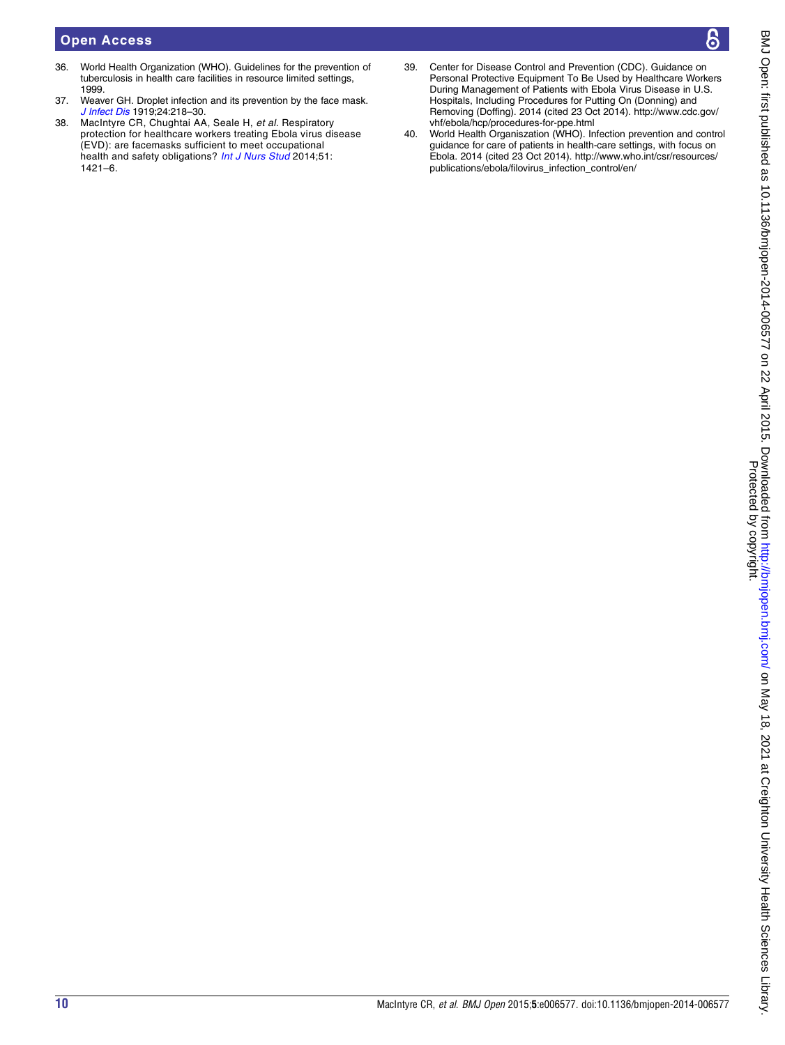36. World Health Organization (WHO). Guidelines for the prevention of tuberculosis in health care facilities in resource limited settings, 1999.
37. Weaver GH. Droplet infection and its prevention by the face mask. *J Infect Dis* 1919;24:218–30.
38. MacIntyre CR, Chughtai AA, Seale H, *et al*. Respiratory protection for healthcare workers treating Ebola virus disease (EVD): are facemasks sufficient to meet occupational health and safety obligations? *Int J Nurs Stud* 2014;51:1421–6.
39. Center for Disease Control and Prevention (CDC). Guidance on Personal Protective Equipment To Be Used by Healthcare Workers During Management of Patients with Ebola Virus Disease in U.S. Hospitals, Including Procedures for Putting On (Donning) and Removing (Doffing). 2014 (cited 23 Oct 2014). http://www.cdc.gov/vhf/ebola/hcp/procedures-for-ppe.html
40. World Health Organiszation (WHO). Infection prevention and control guidance for care of patients in health-care settings, with focus on Ebola. 2014 (cited 23 Oct 2014). http://www.who.int/csr/resources/publications/ebola/filovirus_infection_control/en/